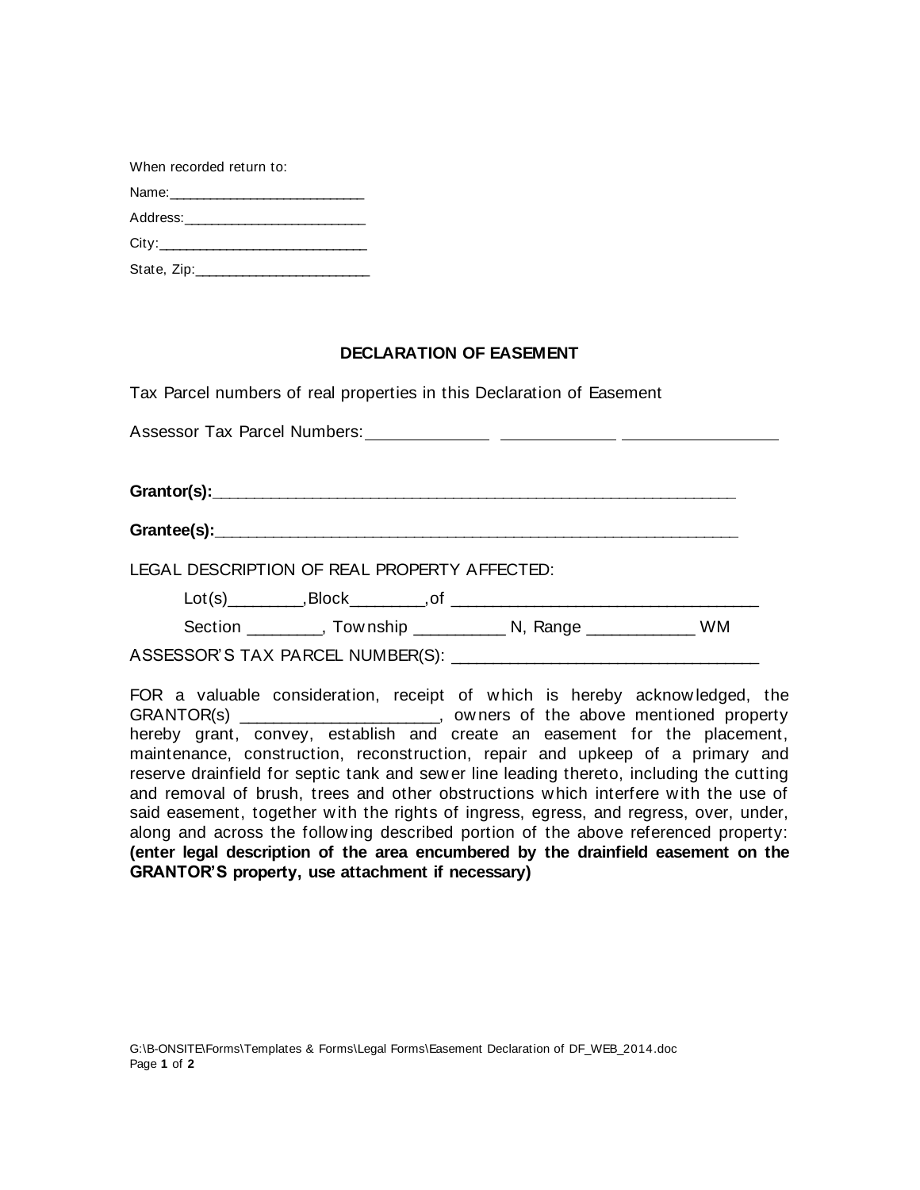When recorded return to:

Name:___________________________

Address:_________________________

City:_____________________________

State, Zip:________________________

## DECLARATION OF EASEMENT

Tax Parcel numbers of real properties in this Declaration of Easement

Assessor Tax Parcel Numbers: _______________ _______________ __________________

**Grantor(s):**_____________________________________________________________

**Grantee(s):**_____________________________________________________________

LEGAL DESCRIPTION OF REAL PROPERTY AFFECTED:

Lot(s)________,Block________,of ___________________________________

Section ________, Township __________ N, Range ____________ WM

ASSESSOR'S TAX PARCEL NUMBER(S): ___________________________________

FOR a valuable consideration, receipt of which is hereby acknowledged, the GRANTOR(s) ______________________, owners of the above mentioned property hereby grant, convey, establish and create an easement for the placement, maintenance, construction, reconstruction, repair and upkeep of a primary and reserve drainfield for septic tank and sewer line leading thereto, including the cutting and removal of brush, trees and other obstructions which interfere with the use of said easement, together with the rights of ingress, egress, and regress, over, under, along and across the following described portion of the above referenced property: **(enter legal description of the area encumbered by the drainfield easement on the GRANTOR'S property, use attachment if necessary)**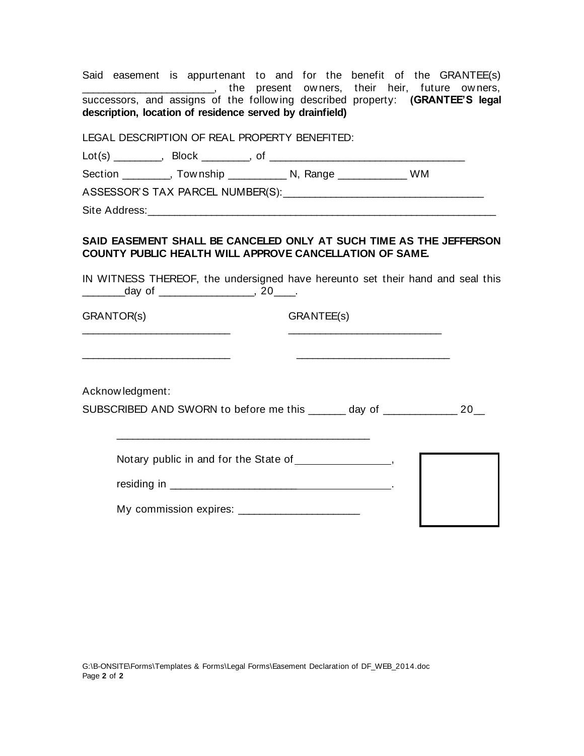Said easement is appurtenant to and for the benefit of the GRANTEE(s) ______________________, the present owners, their heir, future owners, successors, and assigns of the following described property: **(GRANTEE'S legal description, location of residence served by drainfield)**

LEGAL DESCRIPTION OF REAL PROPERTY BENEFITED:

Lot(s) ________, Block ________, of __________________________________

Section ________, Township __________ N, Range ____________ WM

ASSESSOR'S TAX PARCEL NUMBER(S):__________________________________

Site Address:____________________________________________________________

**SAID EASEMENT SHALL BE CANCELED ONLY AT SUCH TIME AS THE JEFFERSON COUNTY PUBLIC HEALTH WILL APPROVE CANCELLATION OF SAME.**

IN WITNESS THEREOF, the undersigned have hereunto set their hand and seal this _______day of ________________, 20___.

GRANTOR(s)

__________________________

__________________________

GRANTEE(s)

__________________________

__________________________

Acknowledgment:

SUBSCRIBED AND SWORN to before me this ______ day of ____________ 20__

____________________________________________

Notary public in and for the State of________________,

residing in ______________________________________.

My commission expires: ____________________

G:\B-ONSITE\Forms\Templates & Forms\Legal Forms\Easement Declaration of DF_WEB_2014.doc